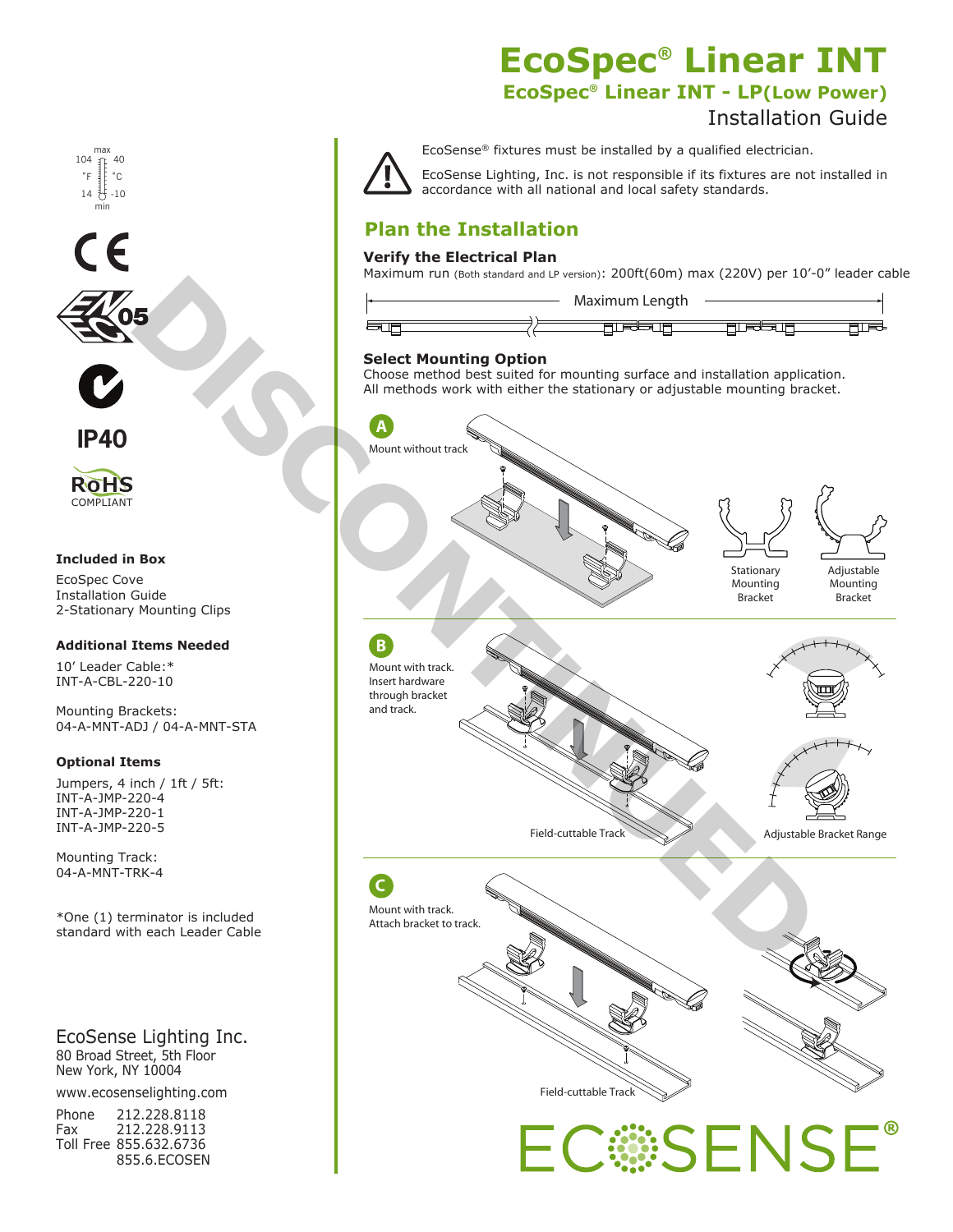# EcoSpec® Linear INT

## EcoSpec® Linear INT - LP(Low Power)

Installation Guide

max 104 °F 40 °C
min 14 °F -10 °C

IP40

RoHS COMPLIANT

### Included in Box

EcoSpec Cove
Installation Guide
2-Stationary Mounting Clips

### Additional Items Needed

10' Leader Cable:*
INT-A-CBL-220-10

Mounting Brackets:
04-A-MNT-ADJ / 04-A-MNT-STA

### Optional Items

Jumpers, 4 inch / 1ft / 5ft:
INT-A-JMP-220-4
INT-A-JMP-220-1
INT-A-JMP-220-5

Mounting Track:
04-A-MNT-TRK-4

*One (1) terminator is included standard with each Leader Cable

EcoSense® fixtures must be installed by a qualified electrician.

EcoSense Lighting, Inc. is not responsible if its fixtures are not installed in accordance with all national and local safety standards.

## Plan the Installation

### Verify the Electrical Plan

Maximum run (Both standard and LP version): 200ft(60m) max (220V) per 10'-0" leader cable

Maximum Length

### Select Mounting Option

Choose method best suited for mounting surface and installation application. All methods work with either the stationary or adjustable mounting bracket.

**A** Mount without track

Stationary Mounting Bracket

Adjustable Mounting Bracket

**B** Mount with track. Insert hardware through bracket and track.

Field-cuttable Track

Adjustable Bracket Range

**C** Mount with track. Attach bracket to track.

Field-cuttable Track

DISCONTINUED

EcoSense Lighting Inc.
80 Broad Street, 5th Floor
New York, NY 10004

www.ecosenselighting.com

Phone 212.228.8118
Fax 212.228.9113
Toll Free 855.632.6736
855.6.ECOSEN

ECOSENSE®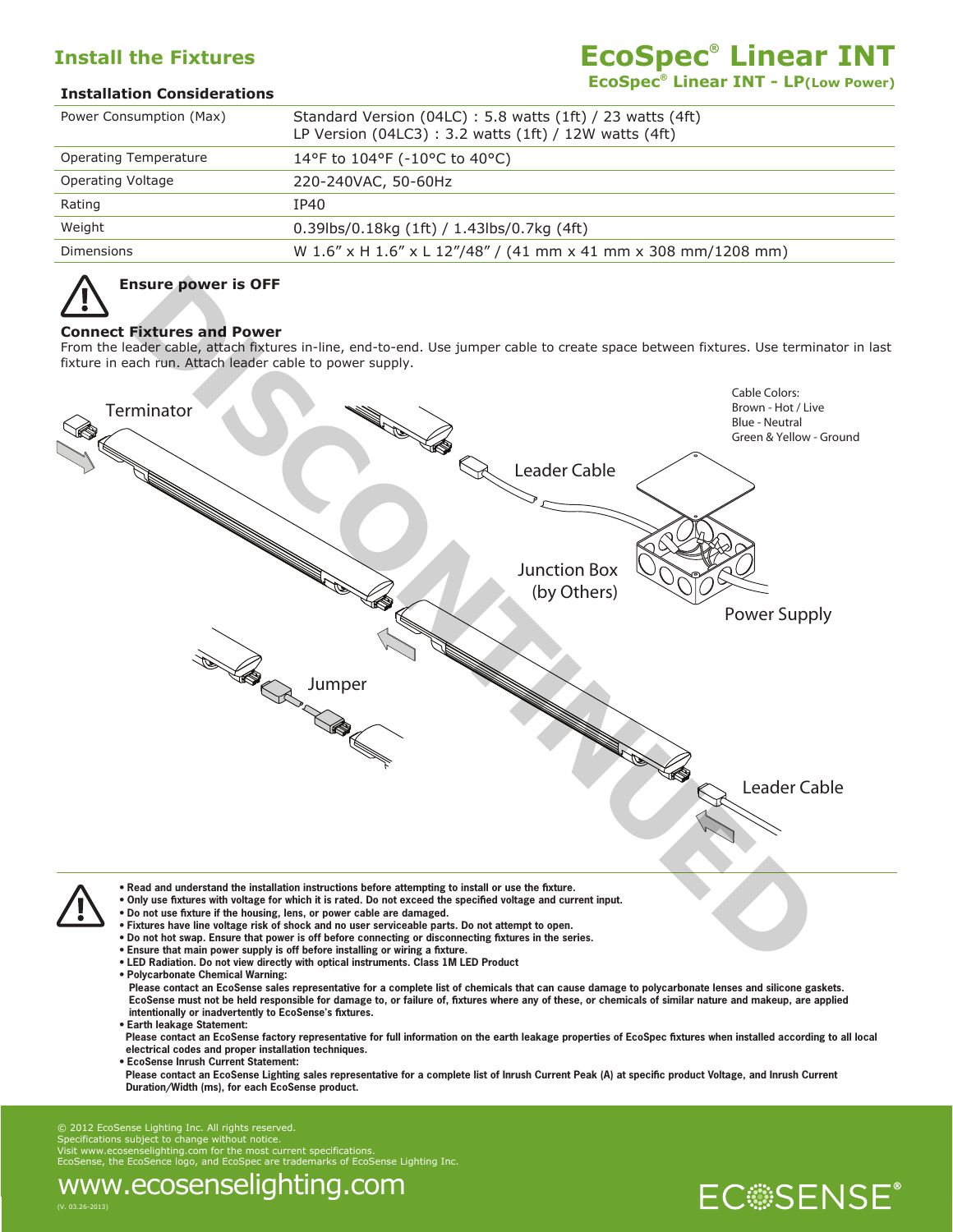## Install the Fixtures

# EcoSpec® Linear INT

### EcoSpec® Linear INT - LP(Low Power)

### Installation Considerations

| | |
|---|---|
| Power Consumption (Max) | Standard Version (04LC) : 5.8 watts (1ft) / 23 watts (4ft)<br>LP Version (04LC3) : 3.2 watts (1ft) / 12W watts (4ft) |
| Operating Temperature | 14°F to 104°F (-10°C to 40°C) |
| Operating Voltage | 220-240VAC, 50-60Hz |
| Rating | IP40 |
| Weight | 0.39lbs/0.18kg (1ft) / 1.43lbs/0.7kg (4ft) |
| Dimensions | W 1.6" x H 1.6" x L 12"/48" / (41 mm x 41 mm x 308 mm/1208 mm) |

**Ensure power is OFF**

DISCONTINUED

**Connect Fixtures and Power**

From the leader cable, attach fixtures in-line, end-to-end. Use jumper cable to create space between fixtures. Use terminator in last fixture in each run. Attach leader cable to power supply.

Terminator

Leader Cable

Cable Colors:
Brown - Hot / Live
Blue - Neutral
Green & Yellow - Ground

Junction Box (by Others)

Power Supply

Jumper

Leader Cable

- **Read and understand the installation instructions before attempting to install or use the fixture.**
- **Only use fixtures with voltage for which it is rated. Do not exceed the specified voltage and current input.**
- **Do not use fixture if the housing, lens, or power cable are damaged.**
- **Fixtures have line voltage risk of shock and no user serviceable parts. Do not attempt to open.**
- **Do not hot swap. Ensure that power is off before connecting or disconnecting fixtures in the series.**
- **Ensure that main power supply is off before installing or wiring a fixture.**
- **LED Radiation. Do not view directly with optical instruments. Class 1M LED Product**
- **Polycarbonate Chemical Warning:**
  **Please contact an EcoSense sales representative for a complete list of chemicals that can cause damage to polycarbonate lenses and silicone gaskets. EcoSense must not be held responsible for damage to, or failure of, fixtures where any of these, or chemicals of similar nature and makeup, are applied intentionally or inadvertently to EcoSense's fixtures.**
- **Earth leakage Statement:**
  **Please contact an EcoSense factory representative for full information on the earth leakage properties of EcoSpec fixtures when installed according to all local electrical codes and proper installation techniques.**
- **EcoSense Inrush Current Statement:**
  **Please contact an EcoSense Lighting sales representative for a complete list of Inrush Current Peak (A) at specific product Voltage, and Inrush Current Duration/Width (ms), for each EcoSense product.**

© 2012 EcoSense Lighting Inc. All rights reserved.
Specifications subject to change without notice.
Visit www.ecosenselighting.com for the most current specifications.
EcoSense, the EcoSence logo, and EcoSpec are trademarks of EcoSense Lighting Inc.

www.ecosenselighting.com

(V. 03.26-2013)

ECOSENSE®